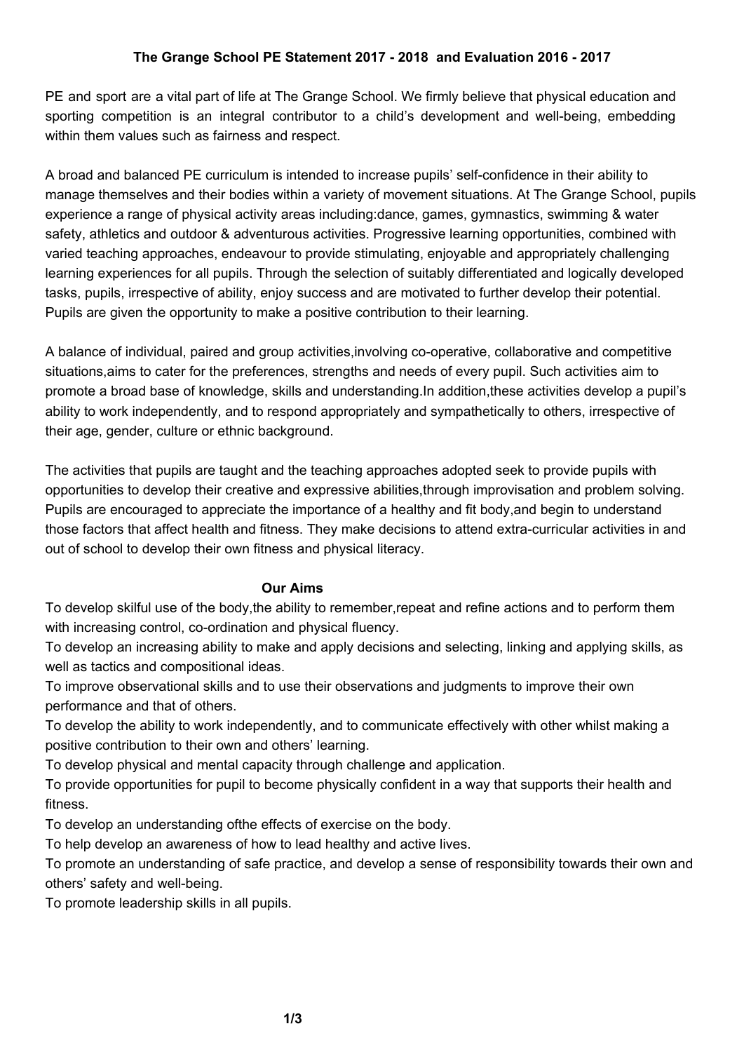# The Grange School PE Statement 2017 - 2018 and Evaluation 2016 - 2017

PE and sport are a vital part of life at The Grange School. We firmly believe that physical education and sporting competition is an integral contributor to a child's development and well-being, embedding within them values such as fairness and respect.

A broad and balanced PE curriculum is intended to increase pupils' self-confidence in their ability to manage themselves and their bodies within a variety of movement situations. At The Grange School, pupils experience a range of physical activity areas including:dance, games, gymnastics, swimming & water safety, athletics and outdoor & adventurous activities. Progressive learning opportunities, combined with varied teaching approaches, endeavour to provide stimulating, enjoyable and appropriately challenging learning experiences for all pupils. Through the selection of suitably differentiated and logically developed tasks, pupils, irrespective of ability, enjoy success and are motivated to further develop their potential. Pupils are given the opportunity to make a positive contribution to their learning.

A balance of individual, paired and group activities,involving co-operative, collaborative and competitive situations,aims to cater for the preferences, strengths and needs of every pupil. Such activities aim to promote a broad base of knowledge, skills and understanding.In addition,these activities develop a pupil's ability to work independently, and to respond appropriately and sympathetically to others, irrespective of their age, gender, culture or ethnic background.

The activities that pupils are taught and the teaching approaches adopted seek to provide pupils with opportunities to develop their creative and expressive abilities,through improvisation and problem solving. Pupils are encouraged to appreciate the importance of a healthy and fit body,and begin to understand those factors that affect health and fitness. They make decisions to attend extra-curricular activities in and out of school to develop their own fitness and physical literacy.

## Our Aims

To develop skilful use of the body,the ability to remember,repeat and refine actions and to perform them with increasing control, co-ordination and physical fluency.

To develop an increasing ability to make and apply decisions and selecting, linking and applying skills, as well as tactics and compositional ideas.

To improve observational skills and to use their observations and judgments to improve their own performance and that of others.

To develop the ability to work independently, and to communicate effectively with other whilst making a positive contribution to their own and others' learning.

To develop physical and mental capacity through challenge and application.

To provide opportunities for pupil to become physically confident in a way that supports their health and fitness.

To develop an understanding ofthe effects of exercise on the body.

To help develop an awareness of how to lead healthy and active lives.

To promote an understanding of safe practice, and develop a sense of responsibility towards their own and others' safety and well-being.

To promote leadership skills in all pupils.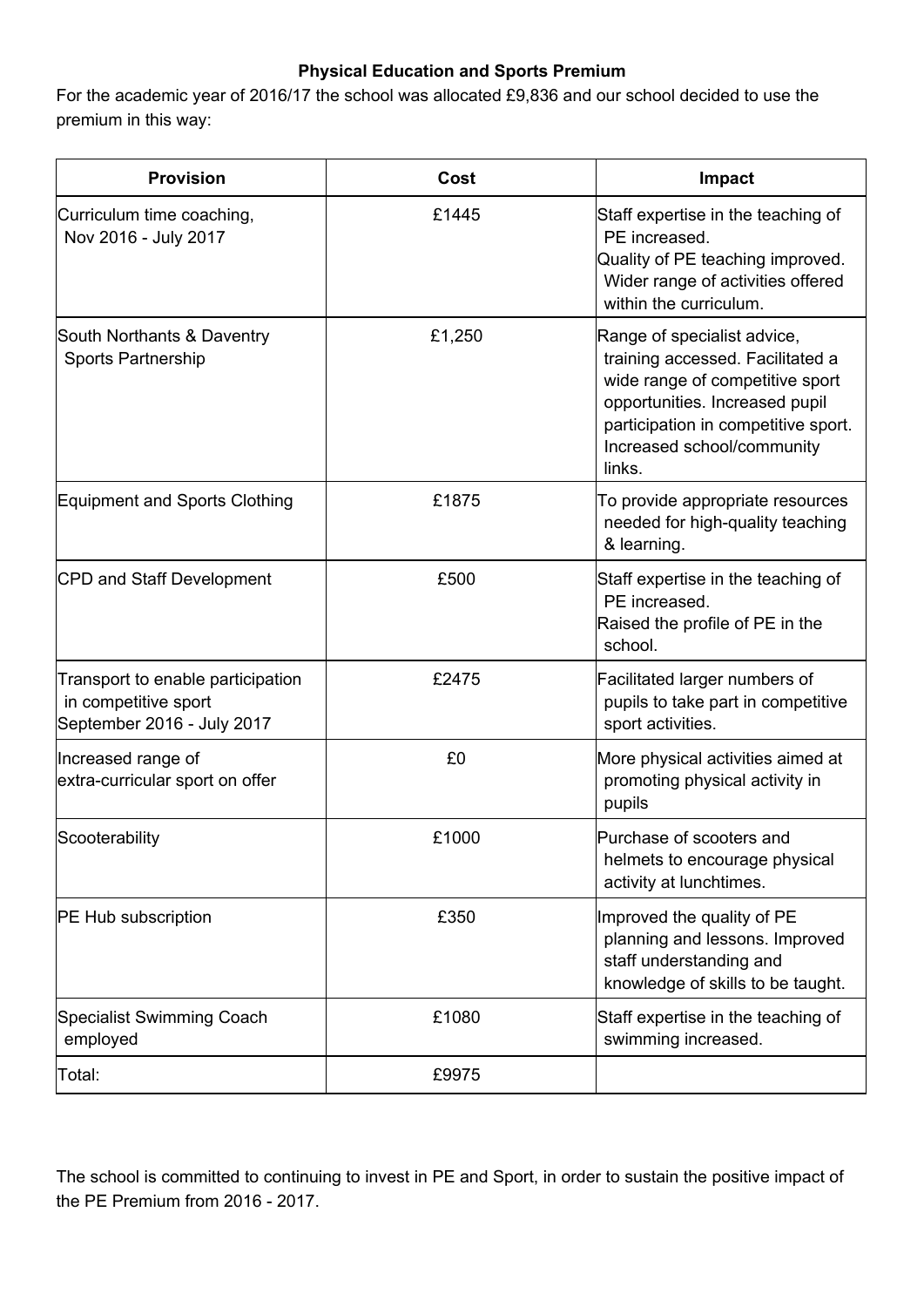**Physical Education and Sports Premium**

For the academic year of 2016/17 the school was allocated £9,836 and our school decided to use the premium in this way:

| Provision | Cost | Impact |
|---|---|---|
| Curriculum time coaching, Nov 2016 - July 2017 | £1445 | Staff expertise in the teaching of PE increased.<br>Quality of PE teaching improved. Wider range of activities offered within the curriculum. |
| South Northants & Daventry Sports Partnership | £1,250 | Range of specialist advice, training accessed. Facilitated a wide range of competitive sport opportunities. Increased pupil participation in competitive sport. Increased school/community links. |
| Equipment and Sports Clothing | £1875 | To provide appropriate resources needed for high-quality teaching & learning. |
| CPD and Staff Development | £500 | Staff expertise in the teaching of PE increased.<br>Raised the profile of PE in the school. |
| Transport to enable participation in competitive sport September 2016 - July 2017 | £2475 | Facilitated larger numbers of pupils to take part in competitive sport activities. |
| Increased range of extra-curricular sport on offer | £0 | More physical activities aimed at promoting physical activity in pupils |
| Scooterability | £1000 | Purchase of scooters and helmets to encourage physical activity at lunchtimes. |
| PE Hub subscription | £350 | Improved the quality of PE planning and lessons. Improved staff understanding and knowledge of skills to be taught. |
| Specialist Swimming Coach employed | £1080 | Staff expertise in the teaching of swimming increased. |
| Total: | £9975 | |

The school is committed to continuing to invest in PE and Sport, in order to sustain the positive impact of the PE Premium from 2016 - 2017.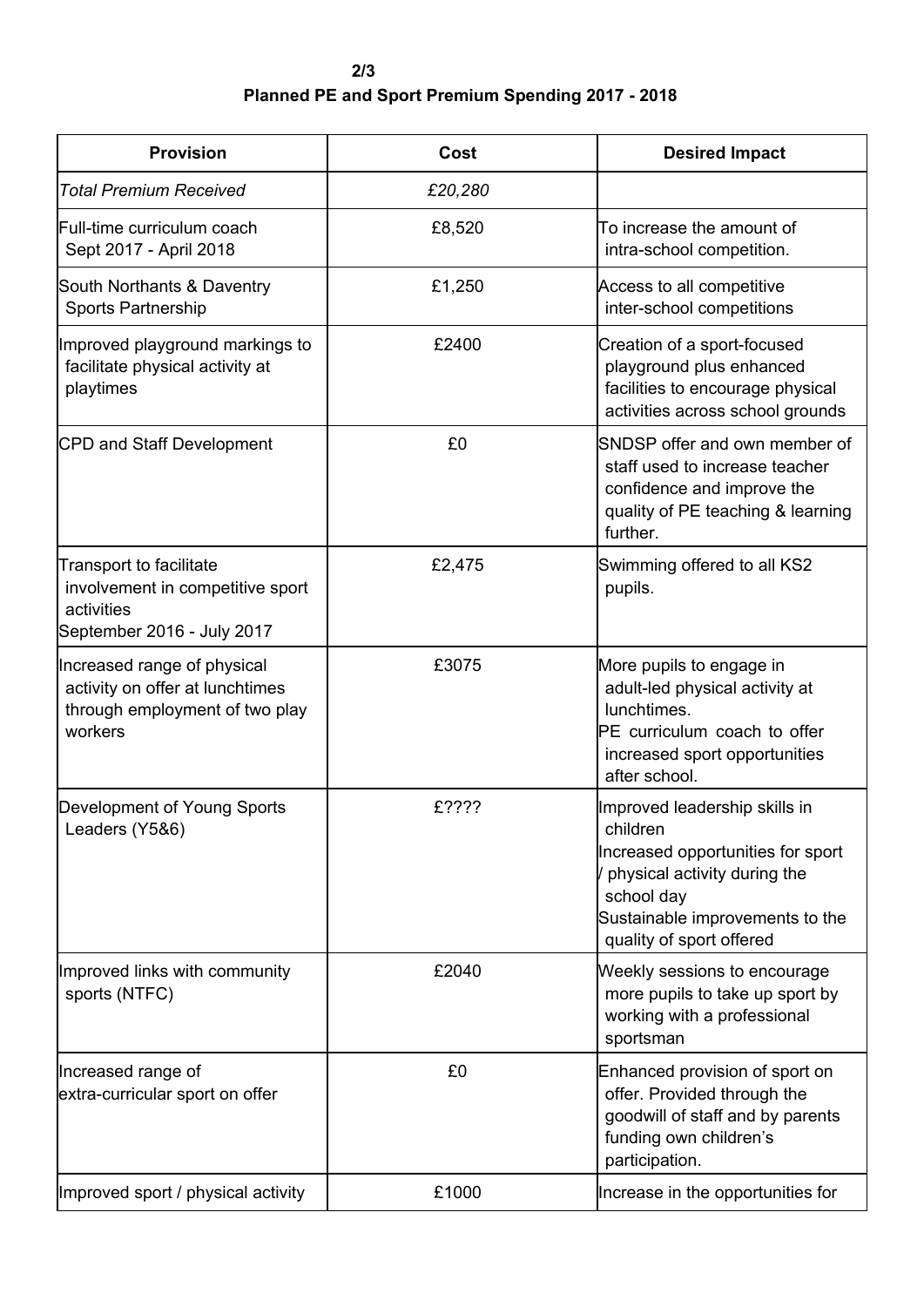**2/3**

**Planned PE and Sport Premium Spending 2017 - 2018**

| Provision | Cost | Desired Impact |
|---|---|---|
| *Total Premium Received* | *£20,280* | |
| Full-time curriculum coach Sept 2017 - April 2018 | £8,520 | To increase the amount of intra-school competition. |
| South Northants & Daventry Sports Partnership | £1,250 | Access to all competitive inter-school competitions |
| Improved playground markings to facilitate physical activity at playtimes | £2400 | Creation of a sport-focused playground plus enhanced facilities to encourage physical activities across school grounds |
| CPD and Staff Development | £0 | SNDSP offer and own member of staff used to increase teacher confidence and improve the quality of PE teaching & learning further. |
| Transport to facilitate involvement in competitive sport activities<br>September 2016 - July 2017 | £2,475 | Swimming offered to all KS2 pupils. |
| Increased range of physical activity on offer at lunchtimes through employment of two play workers | £3075 | More pupils to engage in adult-led physical activity at lunchtimes.<br>PE curriculum coach to offer increased sport opportunities after school. |
| Development of Young Sports Leaders (Y5&6) | £???? | Improved leadership skills in children<br>Increased opportunities for sport / physical activity during the school day<br>Sustainable improvements to the quality of sport offered |
| Improved links with community sports (NTFC) | £2040 | Weekly sessions to encourage more pupils to take up sport by working with a professional sportsman |
| Increased range of extra-curricular sport on offer | £0 | Enhanced provision of sport on offer. Provided through the goodwill of staff and by parents funding own children's participation. |
| Improved sport / physical activity | £1000 | Increase in the opportunities for |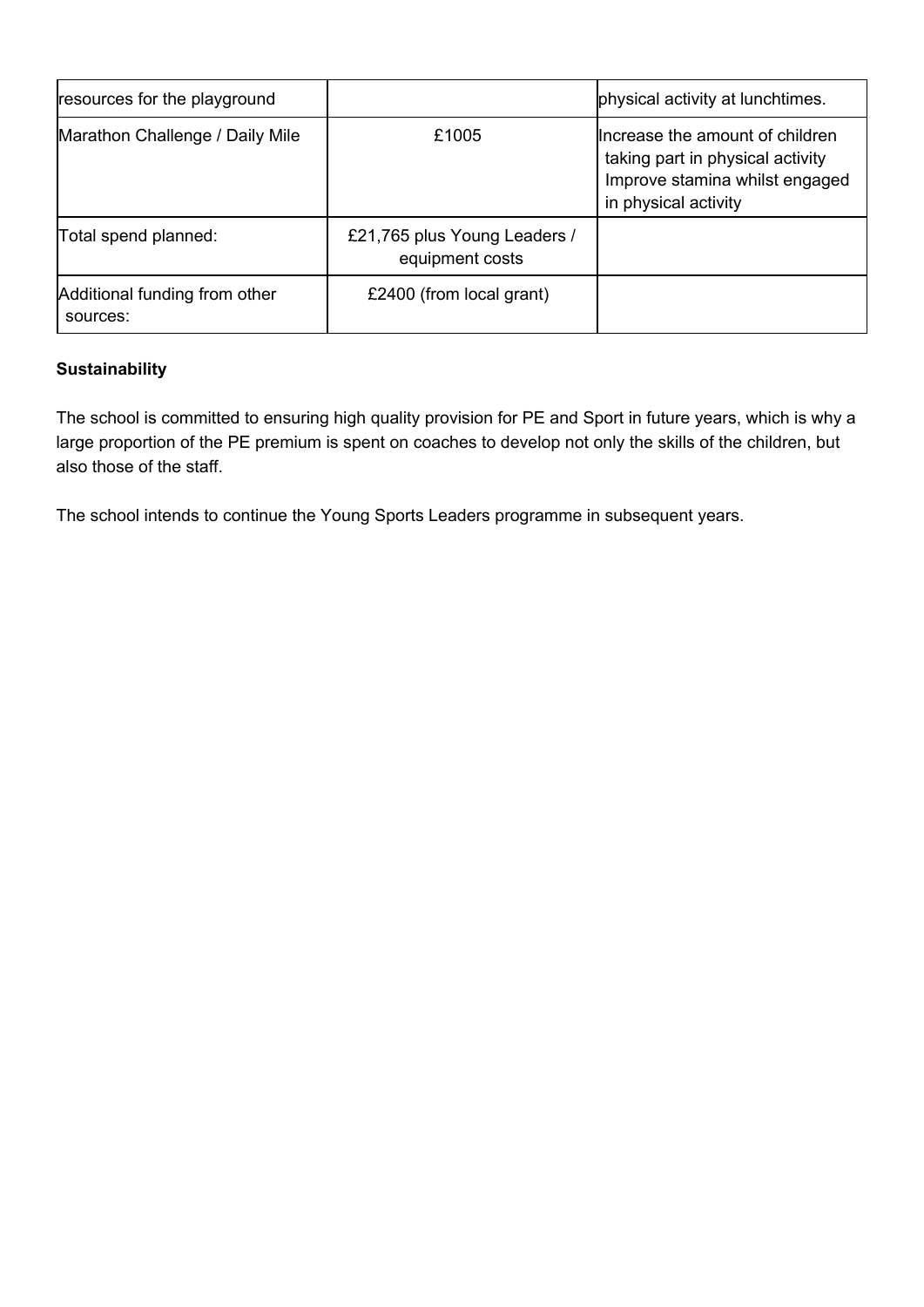| | | |
| --- | --- | --- |
| resources for the playground | | physical activity at lunchtimes. |
| Marathon Challenge / Daily Mile | £1005 | Increase the amount of children taking part in physical activity Improve stamina whilst engaged in physical activity |
| Total spend planned: | £21,765 plus Young Leaders / equipment costs | |
| Additional funding from other sources: | £2400 (from local grant) | |

**Sustainability**

The school is committed to ensuring high quality provision for PE and Sport in future years, which is why a large proportion of the PE premium is spent on coaches to develop not only the skills of the children, but also those of the staff.

The school intends to continue the Young Sports Leaders programme in subsequent years.